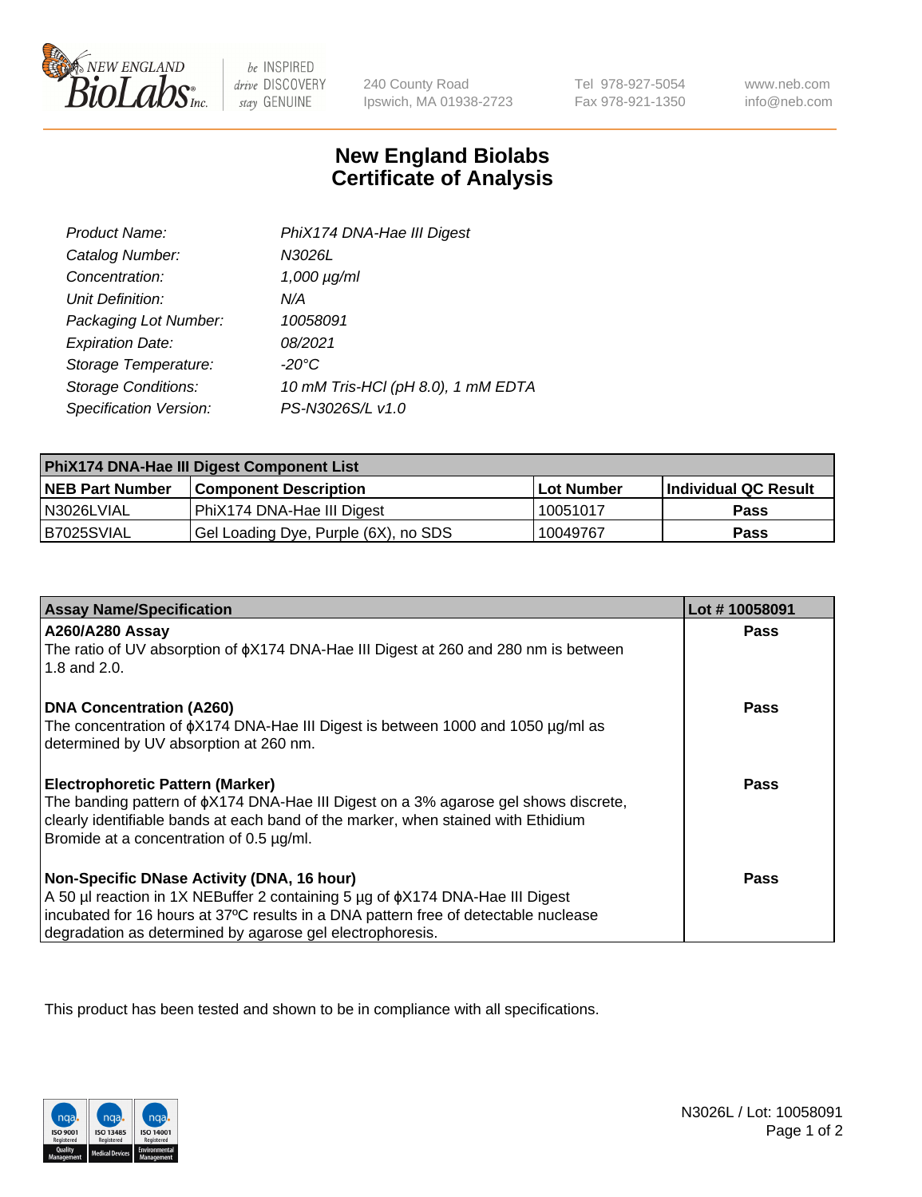# New England Biolabs Certificate of Analysis

| | |
|---|---|
| *Product Name:* | *PhiX174 DNA-Hae III Digest* |
| *Catalog Number:* | *N3026L* |
| *Concentration:* | *1,000 µg/ml* |
| *Unit Definition:* | *N/A* |
| *Packaging Lot Number:* | *10058091* |
| *Expiration Date:* | *08/2021* |
| *Storage Temperature:* | *-20°C* |
| *Storage Conditions:* | *10 mM Tris-HCl (pH 8.0), 1 mM EDTA* |
| *Specification Version:* | *PS-N3026S/L v1.0* |

| PhiX174 DNA-Hae III Digest Component List | | | |
|---|---|---|---|
| **NEB Part Number** | **Component Description** | **Lot Number** | **Individual QC Result** |
| N3026LVIAL | PhiX174 DNA-Hae III Digest | 10051017 | **Pass** |
| B7025SVIAL | Gel Loading Dye, Purple (6X), no SDS | 10049767 | **Pass** |

| Assay Name/Specification | Lot # 10058091 |
|---|---|
| **A260/A280 Assay**<br>The ratio of UV absorption of ϕX174 DNA-Hae III Digest at 260 and 280 nm is between 1.8 and 2.0. | **Pass** |
| **DNA Concentration (A260)**<br>The concentration of ϕX174 DNA-Hae III Digest is between 1000 and 1050 µg/ml as determined by UV absorption at 260 nm. | **Pass** |
| **Electrophoretic Pattern (Marker)**<br>The banding pattern of ϕX174 DNA-Hae III Digest on a 3% agarose gel shows discrete, clearly identifiable bands at each band of the marker, when stained with Ethidium Bromide at a concentration of 0.5 µg/ml. | **Pass** |
| **Non-Specific DNase Activity (DNA, 16 hour)**<br>A 50 µl reaction in 1X NEBuffer 2 containing 5 µg of ϕX174 DNA-Hae III Digest incubated for 16 hours at 37ºC results in a DNA pattern free of detectable nuclease degradation as determined by agarose gel electrophoresis. | **Pass** |

This product has been tested and shown to be in compliance with all specifications.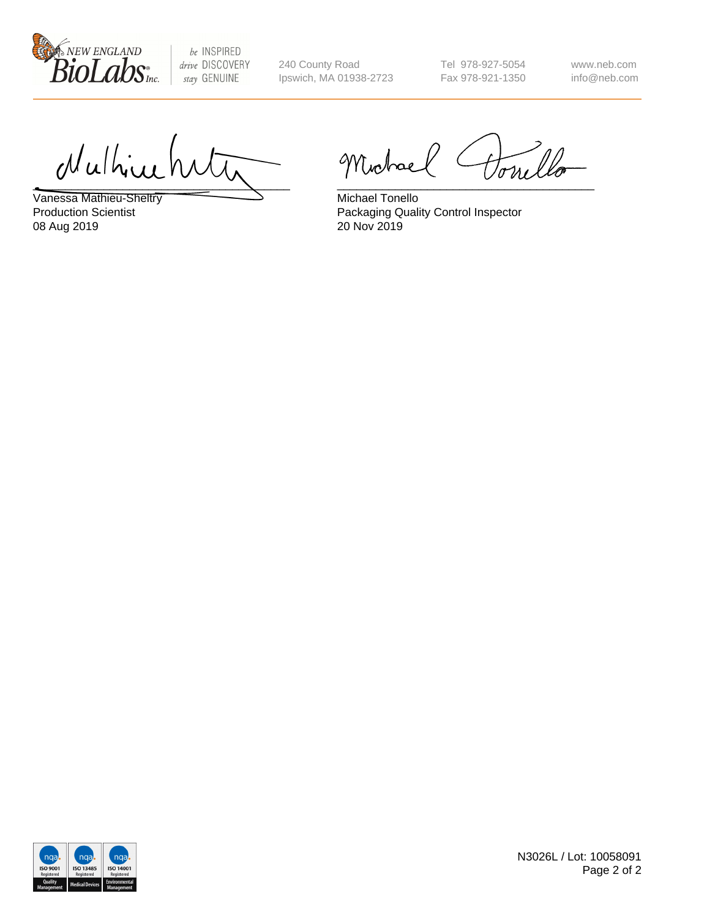Vanessa Mathieu-Sheltry
Production Scientist
08 Aug 2019

Michael Tonello
Packaging Quality Control Inspector
20 Nov 2019

N3026L / Lot: 10058091